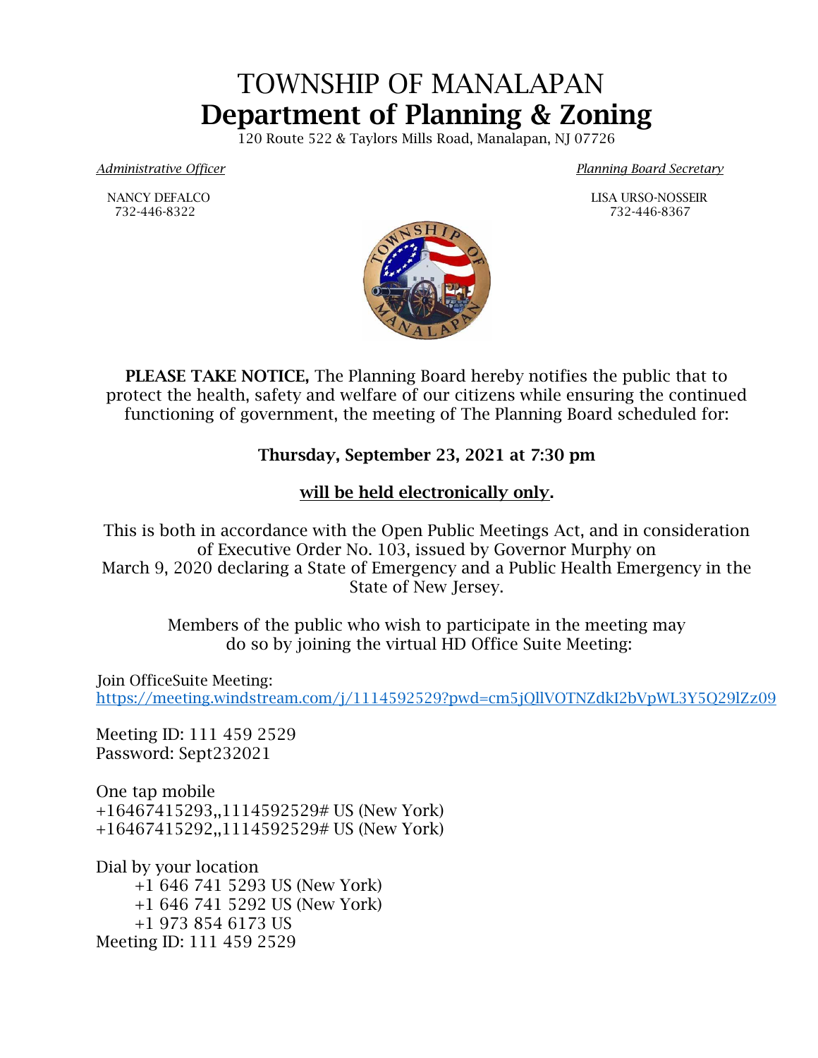# TOWNSHIP OF MANALAPAN
# Department of Planning & Zoning

120 Route 522 & Taylors Mills Road, Manalapan, NJ 07726

*Administrative Officer*

NANCY DEFALCO
732-446-8322

*Planning Board Secretary*

LISA URSO-NOSSEIR
732-446-8367

**PLEASE TAKE NOTICE,** The Planning Board hereby notifies the public that to protect the health, safety and welfare of our citizens while ensuring the continued functioning of government, the meeting of The Planning Board scheduled for:

**Thursday, September 23, 2021 at 7:30 pm**

**will be held electronically only.**

This is both in accordance with the Open Public Meetings Act, and in consideration of Executive Order No. 103, issued by Governor Murphy on March 9, 2020 declaring a State of Emergency and a Public Health Emergency in the State of New Jersey.

Members of the public who wish to participate in the meeting may do so by joining the virtual HD Office Suite Meeting:

Join OfficeSuite Meeting:
https://meeting.windstream.com/j/1114592529?pwd=cm5jQllVOTNZdkI2bVpWL3Y5Q29lZz09

Meeting ID: 111 459 2529
Password: Sept232021

One tap mobile
+16467415293,,1114592529# US (New York)
+16467415292,,1114592529# US (New York)

Dial by your location
+1 646 741 5293 US (New York)
+1 646 741 5292 US (New York)
+1 973 854 6173 US
Meeting ID: 111 459 2529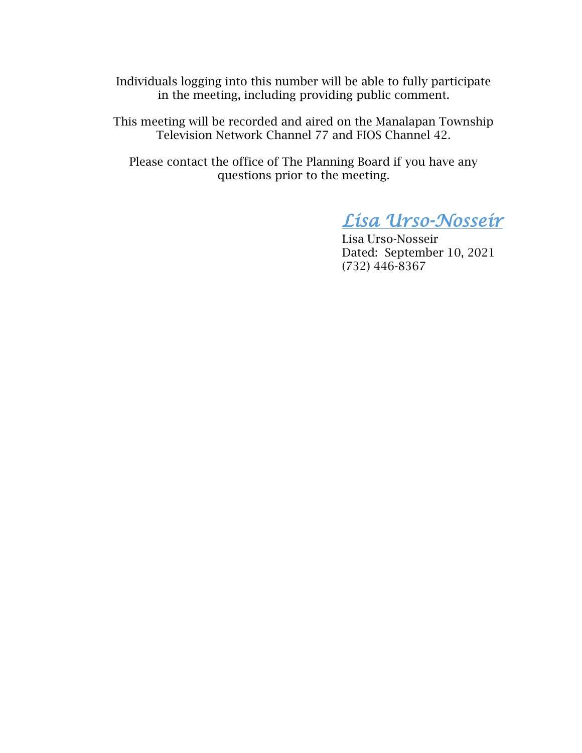Individuals logging into this number will be able to fully participate in the meeting, including providing public comment.

This meeting will be recorded and aired on the Manalapan Township Television Network Channel 77 and FIOS Channel 42.

Please contact the office of The Planning Board if you have any questions prior to the meeting.

*Lisa Urso-Nosseir*

Lisa Urso-Nosseir
Dated: September 10, 2021
(732) 446-8367